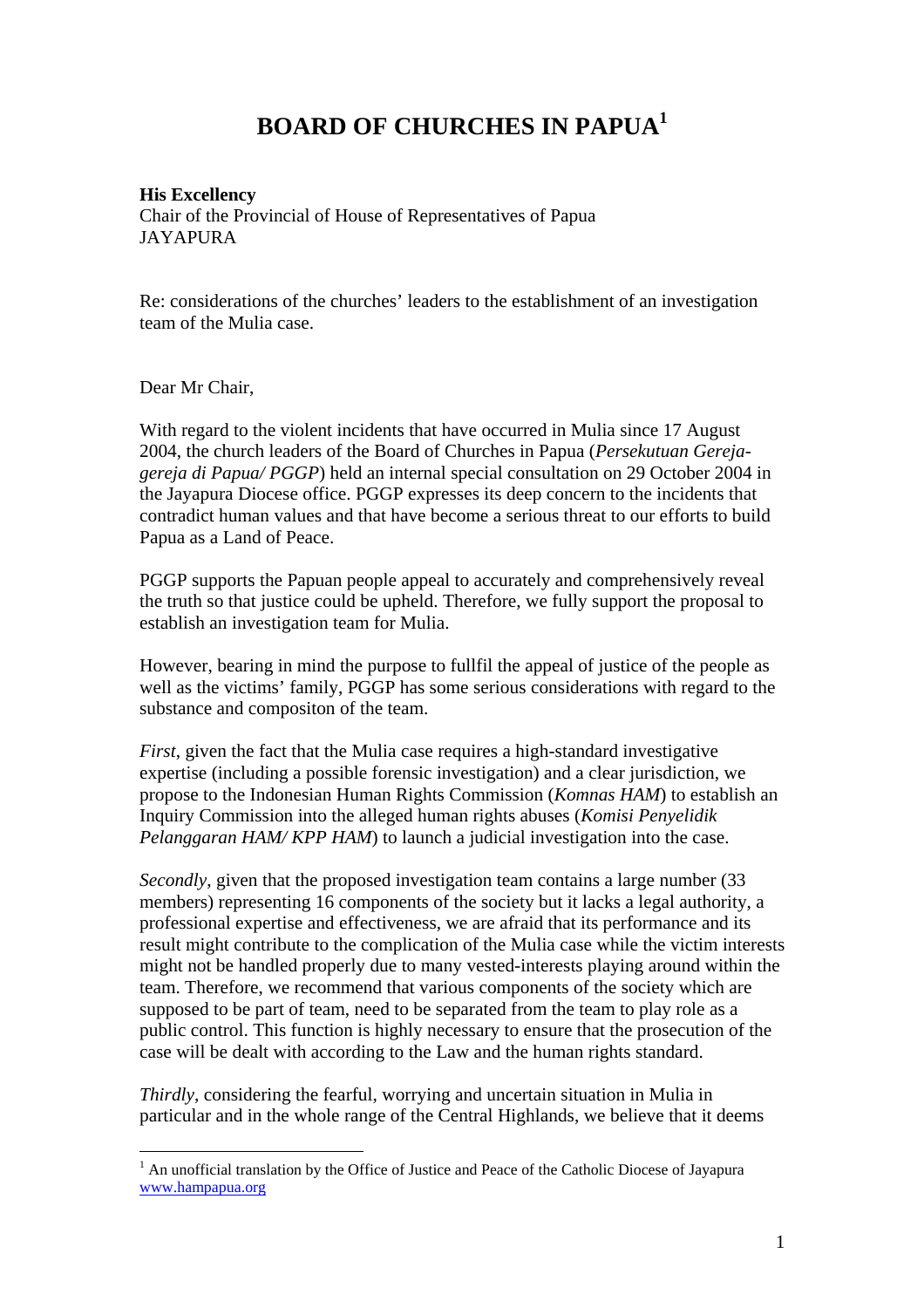# BOARD OF CHURCHES IN PAPUA[1]

**His Excellency**
Chair of the Provincial of House of Representatives of Papua
JAYAPURA

Re: considerations of the churches' leaders to the establishment of an investigation team of the Mulia case.

Dear Mr Chair,

With regard to the violent incidents that have occurred in Mulia since 17 August 2004, the church leaders of the Board of Churches in Papua (*Persekutuan Gereja-gereja di Papua/ PGGP*) held an internal special consultation on 29 October 2004 in the Jayapura Diocese office. PGGP expresses its deep concern to the incidents that contradict human values and that have become a serious threat to our efforts to build Papua as a Land of Peace.

PGGP supports the Papuan people appeal to accurately and comprehensively reveal the truth so that justice could be upheld. Therefore, we fully support the proposal to establish an investigation team for Mulia.

However, bearing in mind the purpose to fullfil the appeal of justice of the people as well as the victims' family, PGGP has some serious considerations with regard to the substance and compositon of the team.

*First*, given the fact that the Mulia case requires a high-standard investigative expertise (including a possible forensic investigation) and a clear jurisdiction, we propose to the Indonesian Human Rights Commission (*Komnas HAM*) to establish an Inquiry Commission into the alleged human rights abuses (*Komisi Penyelidik Pelanggaran HAM/ KPP HAM*) to launch a judicial investigation into the case.

*Secondly*, given that the proposed investigation team contains a large number (33 members) representing 16 components of the society but it lacks a legal authority, a professional expertise and effectiveness, we are afraid that its performance and its result might contribute to the complication of the Mulia case while the victim interests might not be handled properly due to many vested-interests playing around within the team. Therefore, we recommend that various components of the society which are supposed to be part of team, need to be separated from the team to play role as a public control. This function is highly necessary to ensure that the prosecution of the case will be dealt with according to the Law and the human rights standard.

*Thirdly*, considering the fearful, worrying and uncertain situation in Mulia in particular and in the whole range of the Central Highlands, we believe that it deems

[1] An unofficial translation by the Office of Justice and Peace of the Catholic Diocese of Jayapura www.hampapua.org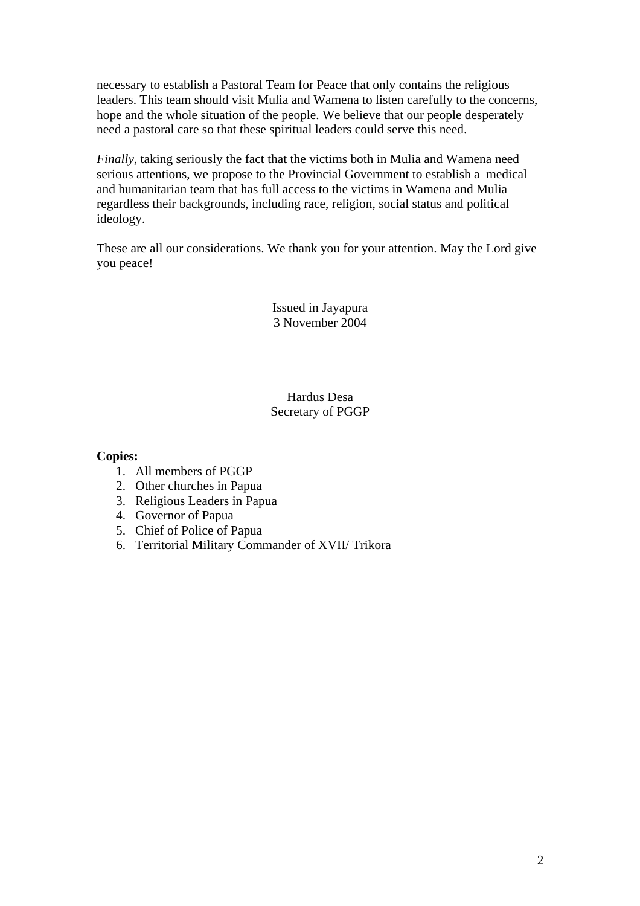necessary to establish a Pastoral Team for Peace that only contains the religious leaders. This team should visit Mulia and Wamena to listen carefully to the concerns, hope and the whole situation of the people. We believe that our people desperately need a pastoral care so that these spiritual leaders could serve this need.

*Finally*, taking seriously the fact that the victims both in Mulia and Wamena need serious attentions, we propose to the Provincial Government to establish a medical and humanitarian team that has full access to the victims in Wamena and Mulia regardless their backgrounds, including race, religion, social status and political ideology.

These are all our considerations. We thank you for your attention. May the Lord give you peace!

Issued in Jayapura
3 November 2004

Hardus Desa
Secretary of PGGP

**Copies:**

1. All members of PGGP
2. Other churches in Papua
3. Religious Leaders in Papua
4. Governor of Papua
5. Chief of Police of Papua
6. Territorial Military Commander of XVII/ Trikora